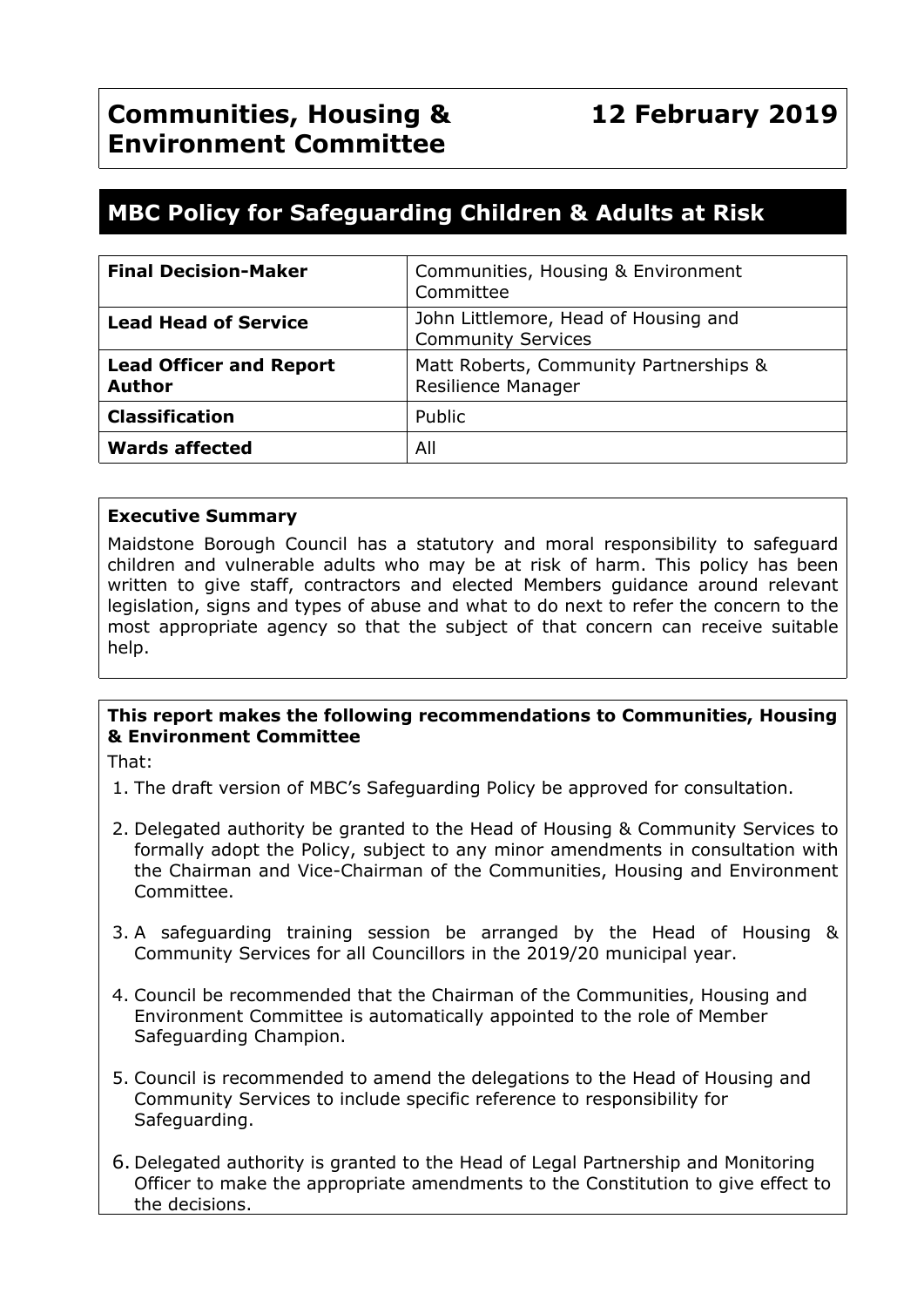# Communities, Housing & Environment Committee

# 12 February 2019

## MBC Policy for Safeguarding Children & Adults at Risk

| | |
|---|---|
| **Final Decision-Maker** | Communities, Housing & Environment Committee |
| **Lead Head of Service** | John Littlemore, Head of Housing and Community Services |
| **Lead Officer and Report Author** | Matt Roberts, Community Partnerships & Resilience Manager |
| **Classification** | Public |
| **Wards affected** | All |

**Executive Summary**

Maidstone Borough Council has a statutory and moral responsibility to safeguard children and vulnerable adults who may be at risk of harm. This policy has been written to give staff, contractors and elected Members guidance around relevant legislation, signs and types of abuse and what to do next to refer the concern to the most appropriate agency so that the subject of that concern can receive suitable help.

**This report makes the following recommendations to Communities, Housing & Environment Committee**

That:

1. The draft version of MBC's Safeguarding Policy be approved for consultation.
2. Delegated authority be granted to the Head of Housing & Community Services to formally adopt the Policy, subject to any minor amendments in consultation with the Chairman and Vice-Chairman of the Communities, Housing and Environment Committee.
3. A safeguarding training session be arranged by the Head of Housing & Community Services for all Councillors in the 2019/20 municipal year.
4. Council be recommended that the Chairman of the Communities, Housing and Environment Committee is automatically appointed to the role of Member Safeguarding Champion.
5. Council is recommended to amend the delegations to the Head of Housing and Community Services to include specific reference to responsibility for Safeguarding.
6. Delegated authority is granted to the Head of Legal Partnership and Monitoring Officer to make the appropriate amendments to the Constitution to give effect to the decisions.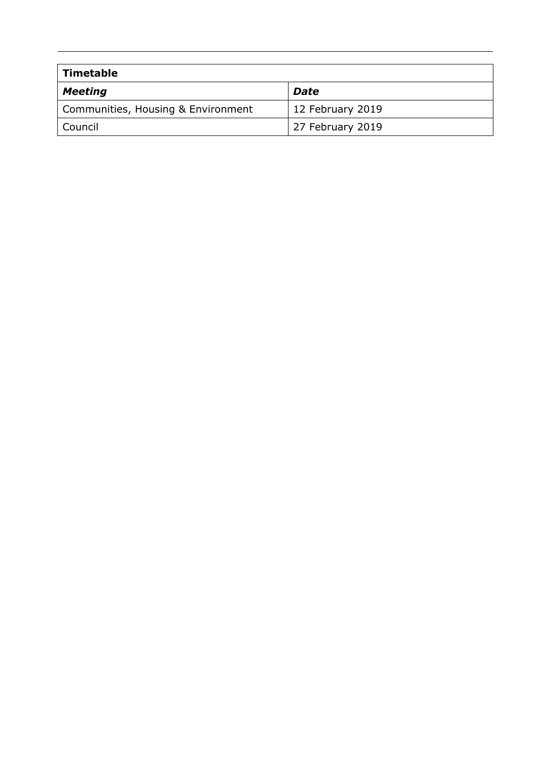| **Timetable** | |
| --- | --- |
| ***Meeting*** | ***Date*** |
| Communities, Housing & Environment | 12 February 2019 |
| Council | 27 February 2019 |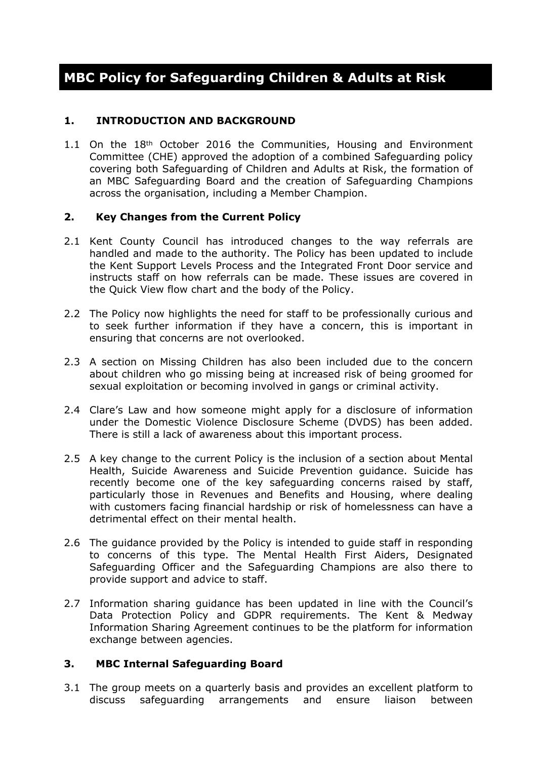# MBC Policy for Safeguarding Children & Adults at Risk

## 1. INTRODUCTION AND BACKGROUND

1.1 On the 18th October 2016 the Communities, Housing and Environment Committee (CHE) approved the adoption of a combined Safeguarding policy covering both Safeguarding of Children and Adults at Risk, the formation of an MBC Safeguarding Board and the creation of Safeguarding Champions across the organisation, including a Member Champion.

## 2. Key Changes from the Current Policy

2.1 Kent County Council has introduced changes to the way referrals are handled and made to the authority. The Policy has been updated to include the Kent Support Levels Process and the Integrated Front Door service and instructs staff on how referrals can be made. These issues are covered in the Quick View flow chart and the body of the Policy.

2.2 The Policy now highlights the need for staff to be professionally curious and to seek further information if they have a concern, this is important in ensuring that concerns are not overlooked.

2.3 A section on Missing Children has also been included due to the concern about children who go missing being at increased risk of being groomed for sexual exploitation or becoming involved in gangs or criminal activity.

2.4 Clare's Law and how someone might apply for a disclosure of information under the Domestic Violence Disclosure Scheme (DVDS) has been added. There is still a lack of awareness about this important process.

2.5 A key change to the current Policy is the inclusion of a section about Mental Health, Suicide Awareness and Suicide Prevention guidance. Suicide has recently become one of the key safeguarding concerns raised by staff, particularly those in Revenues and Benefits and Housing, where dealing with customers facing financial hardship or risk of homelessness can have a detrimental effect on their mental health.

2.6 The guidance provided by the Policy is intended to guide staff in responding to concerns of this type. The Mental Health First Aiders, Designated Safeguarding Officer and the Safeguarding Champions are also there to provide support and advice to staff.

2.7 Information sharing guidance has been updated in line with the Council's Data Protection Policy and GDPR requirements. The Kent & Medway Information Sharing Agreement continues to be the platform for information exchange between agencies.

## 3. MBC Internal Safeguarding Board

3.1 The group meets on a quarterly basis and provides an excellent platform to discuss safeguarding arrangements and ensure liaison between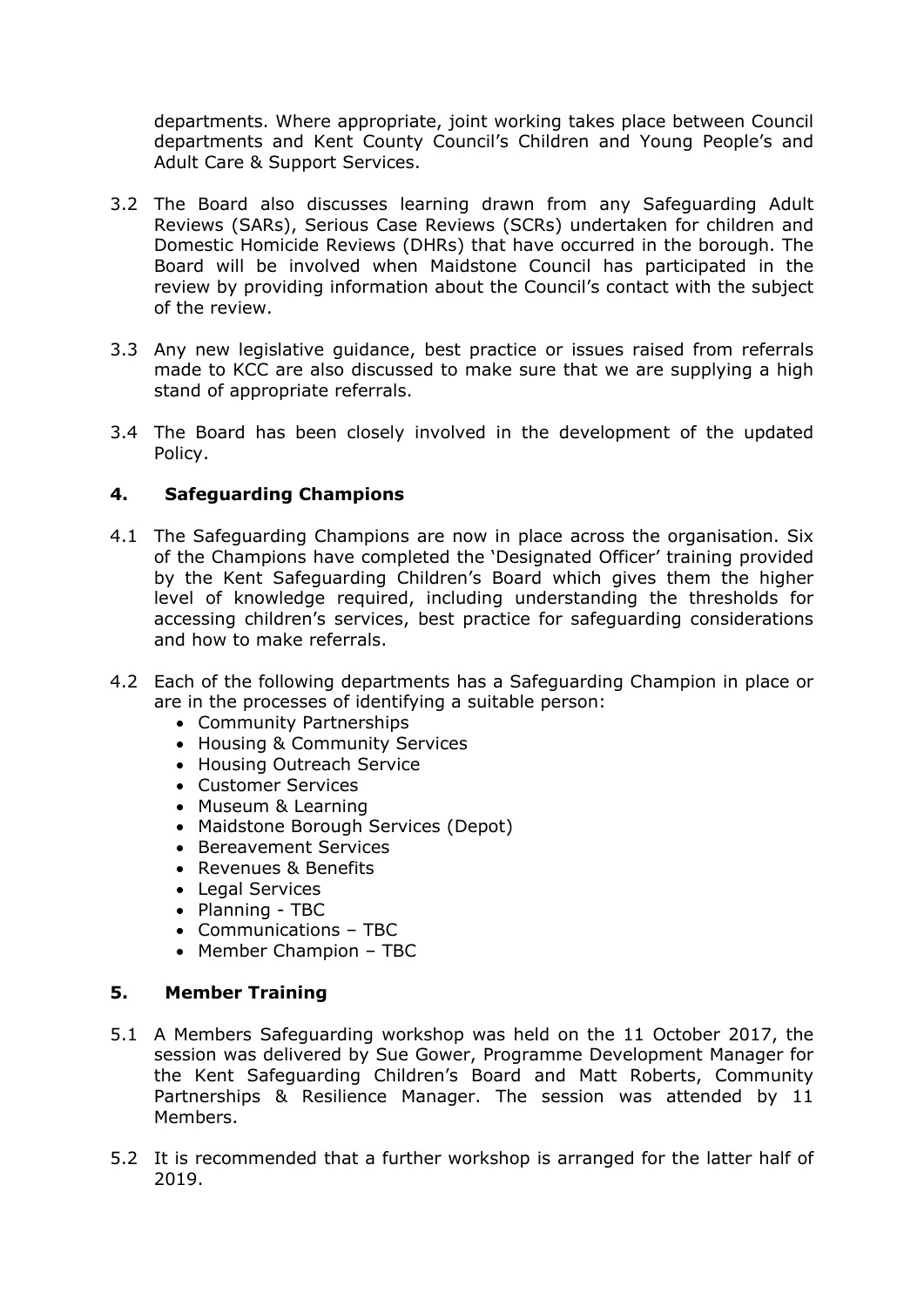departments. Where appropriate, joint working takes place between Council departments and Kent County Council's Children and Young People's and Adult Care & Support Services.

3.2 The Board also discusses learning drawn from any Safeguarding Adult Reviews (SARs), Serious Case Reviews (SCRs) undertaken for children and Domestic Homicide Reviews (DHRs) that have occurred in the borough. The Board will be involved when Maidstone Council has participated in the review by providing information about the Council's contact with the subject of the review.

3.3 Any new legislative guidance, best practice or issues raised from referrals made to KCC are also discussed to make sure that we are supplying a high stand of appropriate referrals.

3.4 The Board has been closely involved in the development of the updated Policy.

## 4. Safeguarding Champions

4.1 The Safeguarding Champions are now in place across the organisation. Six of the Champions have completed the 'Designated Officer' training provided by the Kent Safeguarding Children's Board which gives them the higher level of knowledge required, including understanding the thresholds for accessing children's services, best practice for safeguarding considerations and how to make referrals.

4.2 Each of the following departments has a Safeguarding Champion in place or are in the processes of identifying a suitable person:

- Community Partnerships
- Housing & Community Services
- Housing Outreach Service
- Customer Services
- Museum & Learning
- Maidstone Borough Services (Depot)
- Bereavement Services
- Revenues & Benefits
- Legal Services
- Planning - TBC
- Communications – TBC
- Member Champion – TBC

## 5. Member Training

5.1 A Members Safeguarding workshop was held on the 11 October 2017, the session was delivered by Sue Gower, Programme Development Manager for the Kent Safeguarding Children's Board and Matt Roberts, Community Partnerships & Resilience Manager. The session was attended by 11 Members.

5.2 It is recommended that a further workshop is arranged for the latter half of 2019.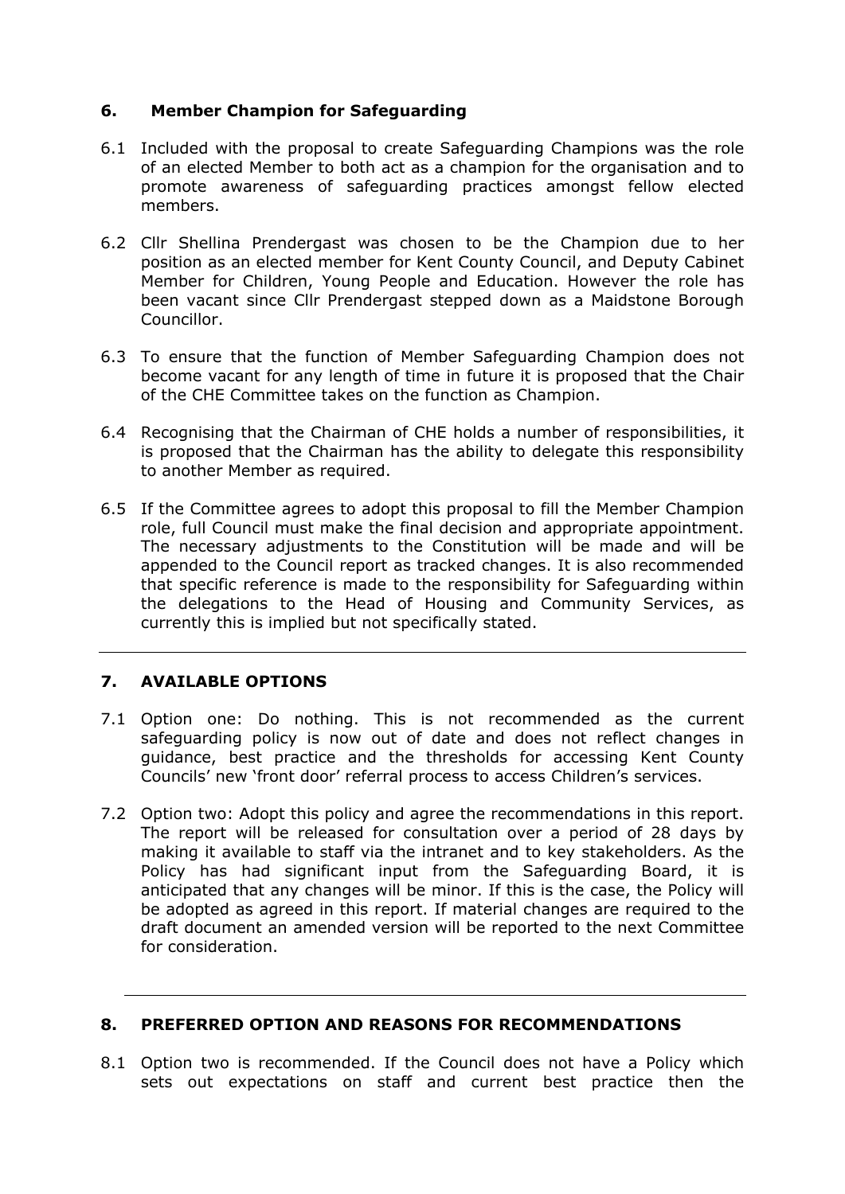## 6. Member Champion for Safeguarding

6.1 Included with the proposal to create Safeguarding Champions was the role of an elected Member to both act as a champion for the organisation and to promote awareness of safeguarding practices amongst fellow elected members.

6.2 Cllr Shellina Prendergast was chosen to be the Champion due to her position as an elected member for Kent County Council, and Deputy Cabinet Member for Children, Young People and Education. However the role has been vacant since Cllr Prendergast stepped down as a Maidstone Borough Councillor.

6.3 To ensure that the function of Member Safeguarding Champion does not become vacant for any length of time in future it is proposed that the Chair of the CHE Committee takes on the function as Champion.

6.4 Recognising that the Chairman of CHE holds a number of responsibilities, it is proposed that the Chairman has the ability to delegate this responsibility to another Member as required.

6.5 If the Committee agrees to adopt this proposal to fill the Member Champion role, full Council must make the final decision and appropriate appointment. The necessary adjustments to the Constitution will be made and will be appended to the Council report as tracked changes. It is also recommended that specific reference is made to the responsibility for Safeguarding within the delegations to the Head of Housing and Community Services, as currently this is implied but not specifically stated.

---

## 7. AVAILABLE OPTIONS

7.1 Option one: Do nothing. This is not recommended as the current safeguarding policy is now out of date and does not reflect changes in guidance, best practice and the thresholds for accessing Kent County Councils' new 'front door' referral process to access Children's services.

7.2 Option two: Adopt this policy and agree the recommendations in this report. The report will be released for consultation over a period of 28 days by making it available to staff via the intranet and to key stakeholders. As the Policy has had significant input from the Safeguarding Board, it is anticipated that any changes will be minor. If this is the case, the Policy will be adopted as agreed in this report. If material changes are required to the draft document an amended version will be reported to the next Committee for consideration.

---

## 8. PREFERRED OPTION AND REASONS FOR RECOMMENDATIONS

8.1 Option two is recommended. If the Council does not have a Policy which sets out expectations on staff and current best practice then the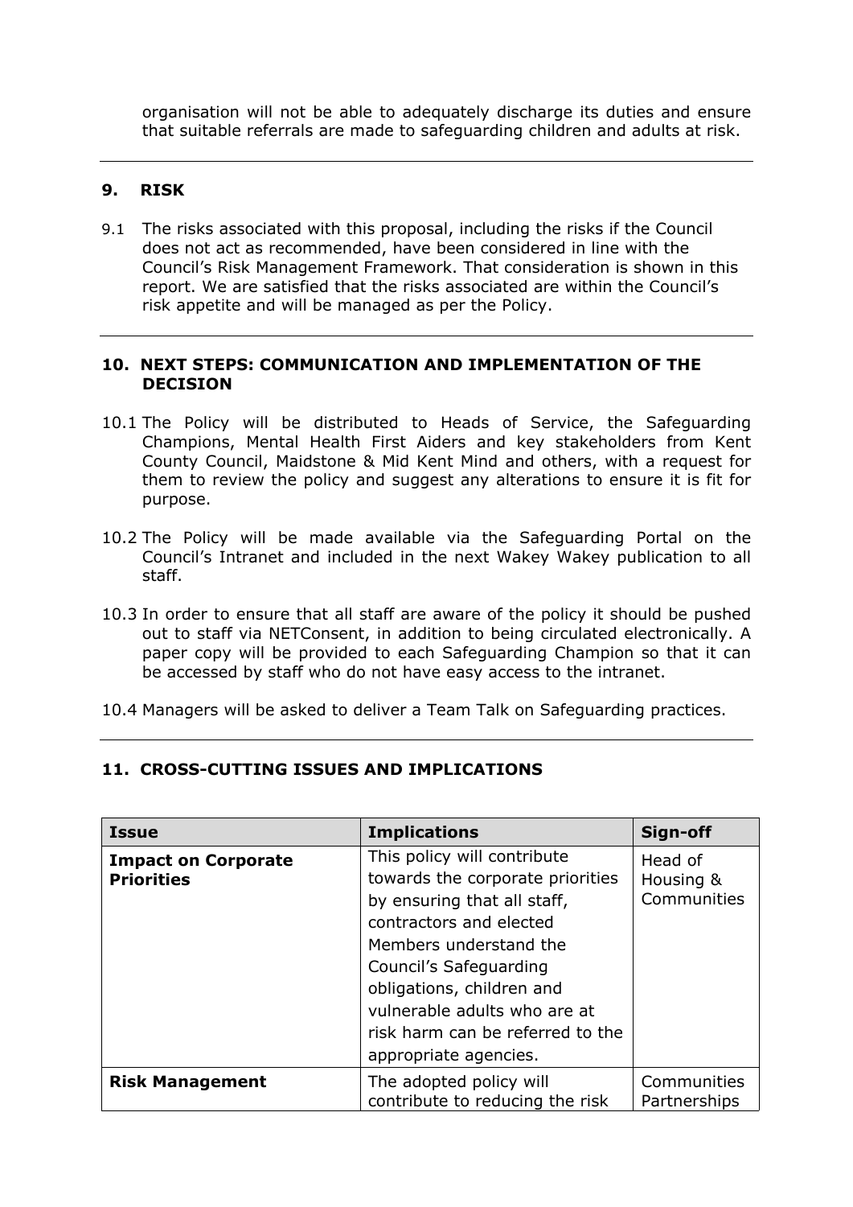organisation will not be able to adequately discharge its duties and ensure that suitable referrals are made to safeguarding children and adults at risk.

## 9. RISK

9.1 The risks associated with this proposal, including the risks if the Council does not act as recommended, have been considered in line with the Council's Risk Management Framework. That consideration is shown in this report. We are satisfied that the risks associated are within the Council's risk appetite and will be managed as per the Policy.

## 10. NEXT STEPS: COMMUNICATION AND IMPLEMENTATION OF THE DECISION

10.1 The Policy will be distributed to Heads of Service, the Safeguarding Champions, Mental Health First Aiders and key stakeholders from Kent County Council, Maidstone & Mid Kent Mind and others, with a request for them to review the policy and suggest any alterations to ensure it is fit for purpose.

10.2 The Policy will be made available via the Safeguarding Portal on the Council's Intranet and included in the next Wakey Wakey publication to all staff.

10.3 In order to ensure that all staff are aware of the policy it should be pushed out to staff via NETConsent, in addition to being circulated electronically. A paper copy will be provided to each Safeguarding Champion so that it can be accessed by staff who do not have easy access to the intranet.

10.4 Managers will be asked to deliver a Team Talk on Safeguarding practices.

## 11. CROSS-CUTTING ISSUES AND IMPLICATIONS

| Issue | Implications | Sign-off |
|---|---|---|
| **Impact on Corporate Priorities** | This policy will contribute towards the corporate priorities by ensuring that all staff, contractors and elected Members understand the Council's Safeguarding obligations, children and vulnerable adults who are at risk harm can be referred to the appropriate agencies. | Head of Housing & Communities |
| **Risk Management** | The adopted policy will contribute to reducing the risk | Communities Partnerships |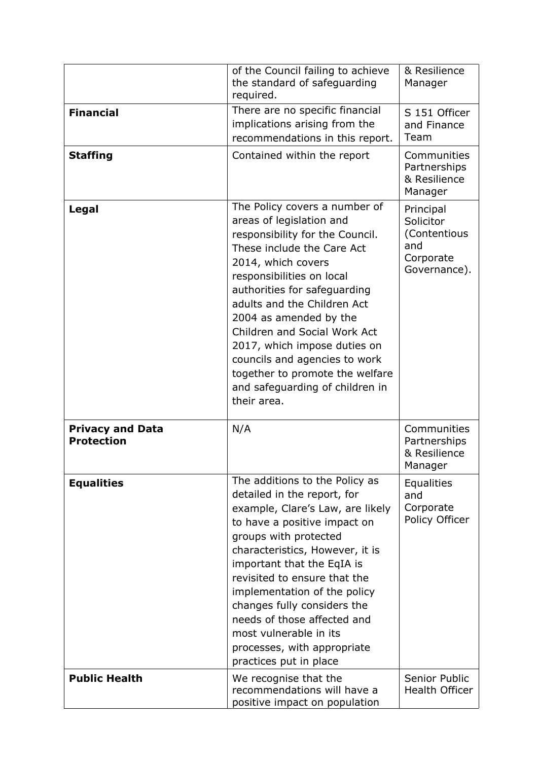| | | |
|---|---|---|
| | of the Council failing to achieve the standard of safeguarding required. | & Resilience Manager |
| **Financial** | There are no specific financial implications arising from the recommendations in this report. | S 151 Officer and Finance Team |
| **Staffing** | Contained within the report | Communities Partnerships & Resilience Manager |
| **Legal** | The Policy covers a number of areas of legislation and responsibility for the Council. These include the Care Act 2014, which covers responsibilities on local authorities for safeguarding adults and the Children Act 2004 as amended by the Children and Social Work Act 2017, which impose duties on councils and agencies to work together to promote the welfare and safeguarding of children in their area. | Principal Solicitor (Contentious and Corporate Governance). |
| **Privacy and Data Protection** | N/A | Communities Partnerships & Resilience Manager |
| **Equalities** | The additions to the Policy as detailed in the report, for example, Clare's Law, are likely to have a positive impact on groups with protected characteristics, However, it is important that the EqIA is revisited to ensure that the implementation of the policy changes fully considers the needs of those affected and most vulnerable in its processes, with appropriate practices put in place | Equalities and Corporate Policy Officer |
| **Public Health** | We recognise that the recommendations will have a positive impact on population | Senior Public Health Officer |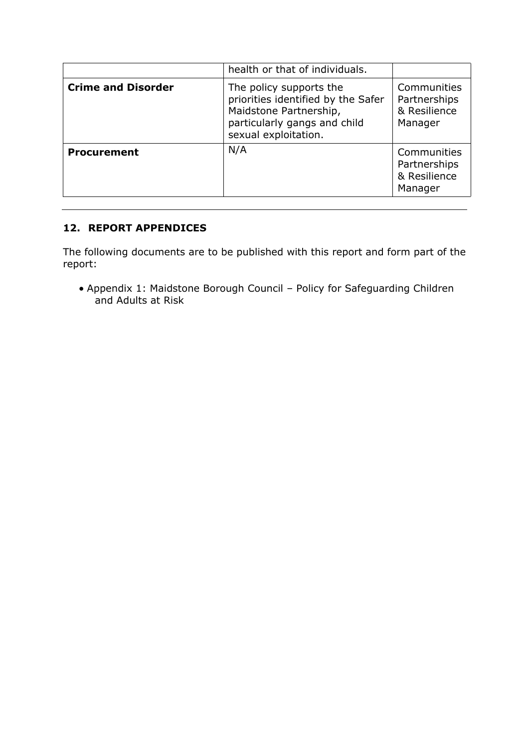| | | |
|---|---|---|
| | health or that of individuals. | |
| **Crime and Disorder** | The policy supports the priorities identified by the Safer Maidstone Partnership, particularly gangs and child sexual exploitation. | Communities Partnerships & Resilience Manager |
| **Procurement** | N/A | Communities Partnerships & Resilience Manager |

---

## 12. REPORT APPENDICES

The following documents are to be published with this report and form part of the report:

- Appendix 1: Maidstone Borough Council – Policy for Safeguarding Children and Adults at Risk